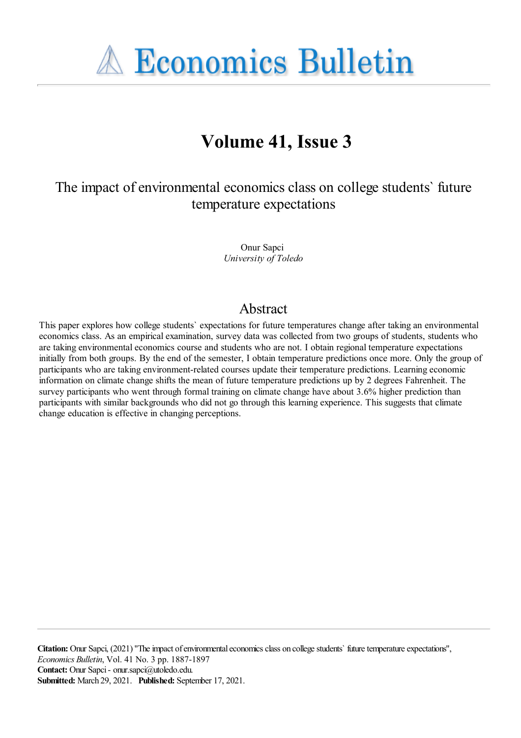# Economics Bulletin

## Volume 41, Issue 3

### The impact of environmental economics class on college students` future temperature expectations

Onur Sapci
*University of Toledo*

## Abstract

This paper explores how college students` expectations for future temperatures change after taking an environmental economics class. As an empirical examination, survey data was collected from two groups of students, students who are taking environmental economics course and students who are not. I obtain regional temperature expectations initially from both groups. By the end of the semester, I obtain temperature predictions once more. Only the group of participants who are taking environment-related courses update their temperature predictions. Learning economic information on climate change shifts the mean of future temperature predictions up by 2 degrees Fahrenheit. The survey participants who went through formal training on climate change have about 3.6% higher prediction than participants with similar backgrounds who did not go through this learning experience. This suggests that climate change education is effective in changing perceptions.

**Citation:** Onur Sapci, (2021) ''The impact of environmental economics class on college students` future temperature expectations'', *Economics Bulletin*, Vol. 41 No. 3 pp. 1887-1897
**Contact:** Onur Sapci - onur.sapci@utoledo.edu.
**Submitted:** March 29, 2021. **Published:** September 17, 2021.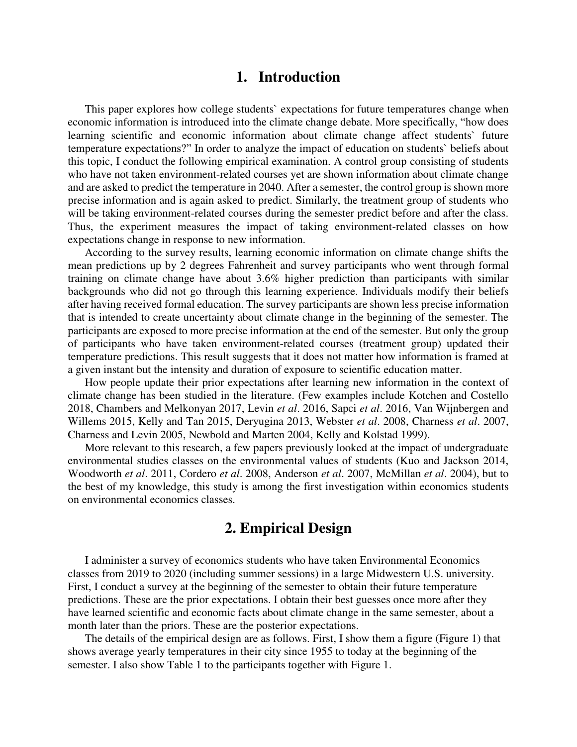# 1. Introduction

This paper explores how college students` expectations for future temperatures change when economic information is introduced into the climate change debate. More specifically, "how does learning scientific and economic information about climate change affect students` future temperature expectations?" In order to analyze the impact of education on students` beliefs about this topic, I conduct the following empirical examination. A control group consisting of students who have not taken environment-related courses yet are shown information about climate change and are asked to predict the temperature in 2040. After a semester, the control group is shown more precise information and is again asked to predict. Similarly, the treatment group of students who will be taking environment-related courses during the semester predict before and after the class. Thus, the experiment measures the impact of taking environment-related classes on how expectations change in response to new information.

According to the survey results, learning economic information on climate change shifts the mean predictions up by 2 degrees Fahrenheit and survey participants who went through formal training on climate change have about 3.6% higher prediction than participants with similar backgrounds who did not go through this learning experience. Individuals modify their beliefs after having received formal education. The survey participants are shown less precise information that is intended to create uncertainty about climate change in the beginning of the semester. The participants are exposed to more precise information at the end of the semester. But only the group of participants who have taken environment-related courses (treatment group) updated their temperature predictions. This result suggests that it does not matter how information is framed at a given instant but the intensity and duration of exposure to scientific education matter.

How people update their prior expectations after learning new information in the context of climate change has been studied in the literature. (Few examples include Kotchen and Costello 2018, Chambers and Melkonyan 2017, Levin *et al*. 2016, Sapci *et al*. 2016, Van Wijnbergen and Willems 2015, Kelly and Tan 2015, Deryugina 2013, Webster *et al*. 2008, Charness *et al*. 2007, Charness and Levin 2005, Newbold and Marten 2004, Kelly and Kolstad 1999).

More relevant to this research, a few papers previously looked at the impact of undergraduate environmental studies classes on the environmental values of students (Kuo and Jackson 2014, Woodworth *et al*. 2011, Cordero *et al*. 2008, Anderson *et al*. 2007, McMillan *et al*. 2004), but to the best of my knowledge, this study is among the first investigation within economics students on environmental economics classes.

# 2. Empirical Design

I administer a survey of economics students who have taken Environmental Economics classes from 2019 to 2020 (including summer sessions) in a large Midwestern U.S. university. First, I conduct a survey at the beginning of the semester to obtain their future temperature predictions. These are the prior expectations. I obtain their best guesses once more after they have learned scientific and economic facts about climate change in the same semester, about a month later than the priors. These are the posterior expectations.

The details of the empirical design are as follows. First, I show them a figure (Figure 1) that shows average yearly temperatures in their city since 1955 to today at the beginning of the semester. I also show Table 1 to the participants together with Figure 1.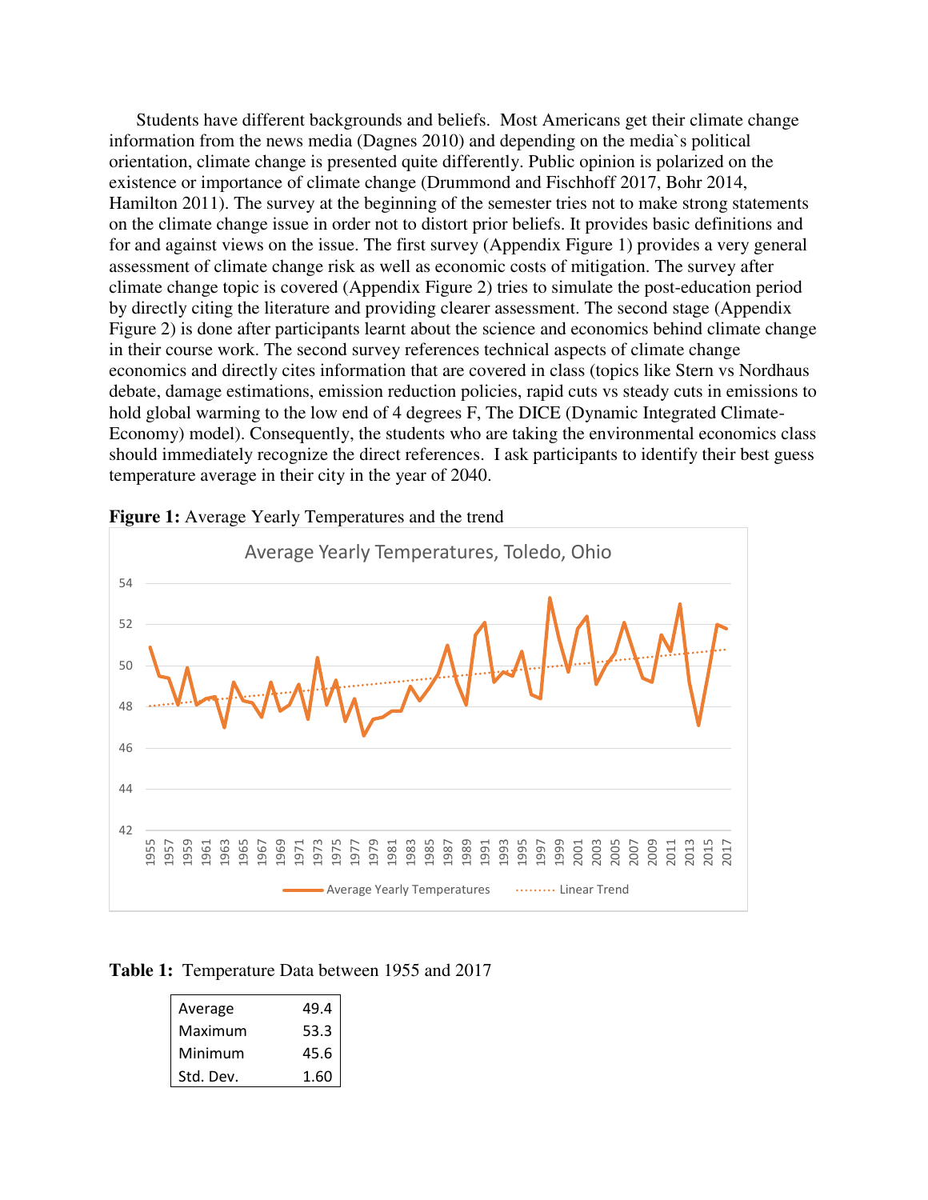Students have different backgrounds and beliefs. Most Americans get their climate change information from the news media (Dagnes 2010) and depending on the media`s political orientation, climate change is presented quite differently. Public opinion is polarized on the existence or importance of climate change (Drummond and Fischhoff 2017, Bohr 2014, Hamilton 2011). The survey at the beginning of the semester tries not to make strong statements on the climate change issue in order not to distort prior beliefs. It provides basic definitions and for and against views on the issue. The first survey (Appendix Figure 1) provides a very general assessment of climate change risk as well as economic costs of mitigation. The survey after climate change topic is covered (Appendix Figure 2) tries to simulate the post-education period by directly citing the literature and providing clearer assessment. The second stage (Appendix Figure 2) is done after participants learnt about the science and economics behind climate change in their course work. The second survey references technical aspects of climate change economics and directly cites information that are covered in class (topics like Stern vs Nordhaus debate, damage estimations, emission reduction policies, rapid cuts vs steady cuts in emissions to hold global warming to the low end of 4 degrees F, The DICE (Dynamic Integrated Climate-Economy) model). Consequently, the students who are taking the environmental economics class should immediately recognize the direct references. I ask participants to identify their best guess temperature average in their city in the year of 2040.

**Figure 1:** Average Yearly Temperatures and the trend

**Table 1:** Temperature Data between 1955 and 2017

| | |
|---|---|
| Average | 49.4 |
| Maximum | 53.3 |
| Minimum | 45.6 |
| Std. Dev. | 1.60 |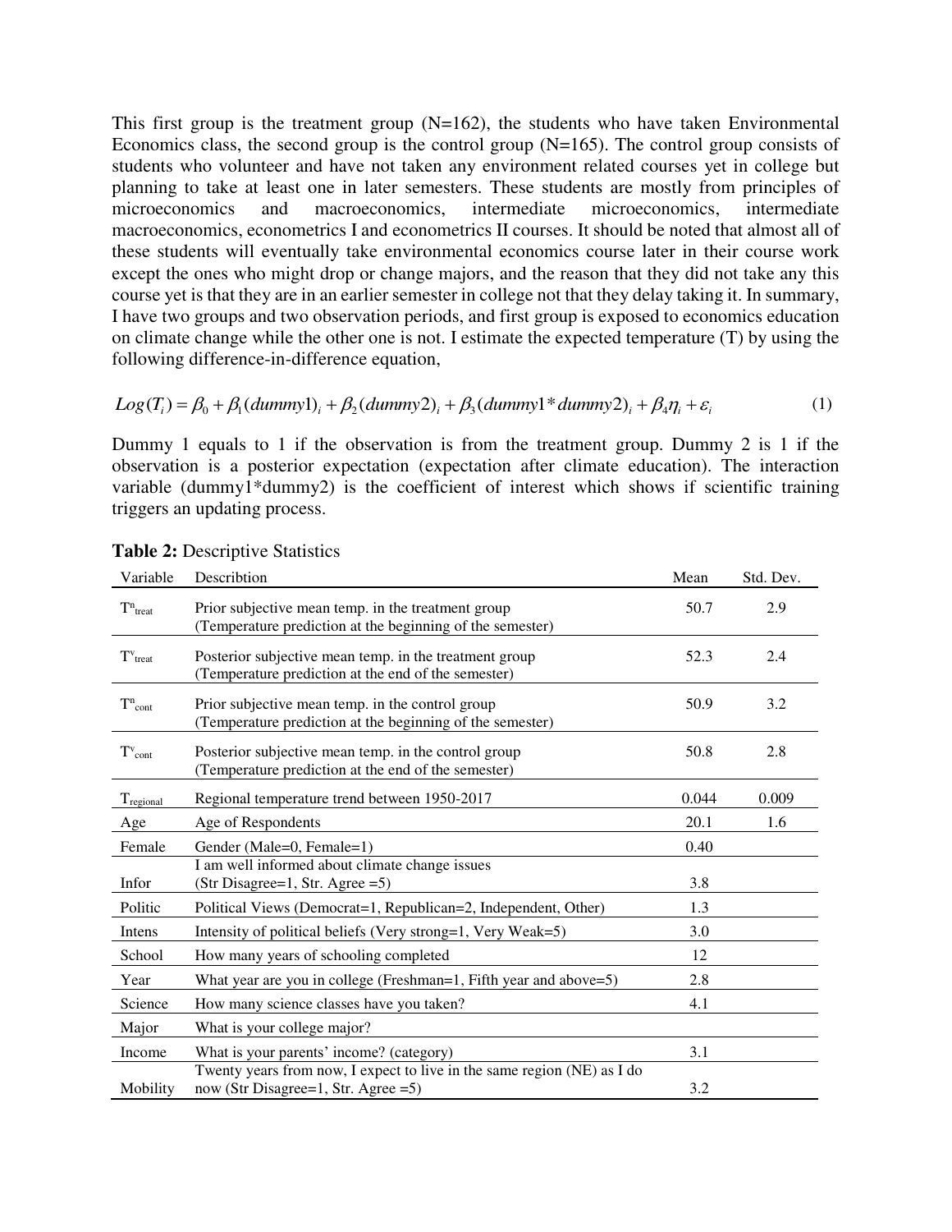This first group is the treatment group (N=162), the students who have taken Environmental Economics class, the second group is the control group (N=165). The control group consists of students who volunteer and have not taken any environment related courses yet in college but planning to take at least one in later semesters. These students are mostly from principles of microeconomics and macroeconomics, intermediate microeconomics, intermediate macroeconomics, econometrics I and econometrics II courses. It should be noted that almost all of these students will eventually take environmental economics course later in their course work except the ones who might drop or change majors, and the reason that they did not take any this course yet is that they are in an earlier semester in college not that they delay taking it. In summary, I have two groups and two observation periods, and first group is exposed to economics education on climate change while the other one is not. I estimate the expected temperature (T) by using the following difference-in-difference equation,

$$Log(T_i) = \beta_0 + \beta_1(dummy1)_i + \beta_2(dummy2)_i + \beta_3(dummy1 * dummy2)_i + \beta_4\eta_i + \varepsilon_i \qquad (1)$$

Dummy 1 equals to 1 if the observation is from the treatment group. Dummy 2 is 1 if the observation is a posterior expectation (expectation after climate education). The interaction variable (dummy1*dummy2) is the coefficient of interest which shows if scientific training triggers an updating process.

**Table 2:** Descriptive Statistics

| Variable | Describtion | Mean | Std. Dev. |
|---|---|---|---|
| $T^{n}_{treat}$ | Prior subjective mean temp. in the treatment group (Temperature prediction at the beginning of the semester) | 50.7 | 2.9 |
| $T^{v}_{treat}$ | Posterior subjective mean temp. in the treatment group (Temperature prediction at the end of the semester) | 52.3 | 2.4 |
| $T^{n}_{cont}$ | Prior subjective mean temp. in the control group (Temperature prediction at the beginning of the semester) | 50.9 | 3.2 |
| $T^{v}_{cont}$ | Posterior subjective mean temp. in the control group (Temperature prediction at the end of the semester) | 50.8 | 2.8 |
| $T_{regional}$ | Regional temperature trend between 1950-2017 | 0.044 | 0.009 |
| Age | Age of Respondents | 20.1 | 1.6 |
| Female | Gender (Male=0, Female=1) | 0.40 | |
| Infor | I am well informed about climate change issues (Str Disagree=1, Str. Agree =5) | 3.8 | |
| Politic | Political Views (Democrat=1, Republican=2, Independent, Other) | 1.3 | |
| Intens | Intensity of political beliefs (Very strong=1, Very Weak=5) | 3.0 | |
| School | How many years of schooling completed | 12 | |
| Year | What year are you in college (Freshman=1, Fifth year and above=5) | 2.8 | |
| Science | How many science classes have you taken? | 4.1 | |
| Major | What is your college major? | | |
| Income | What is your parents' income? (category) | 3.1 | |
| Mobility | Twenty years from now, I expect to live in the same region (NE) as I do now (Str Disagree=1, Str. Agree =5) | 3.2 | |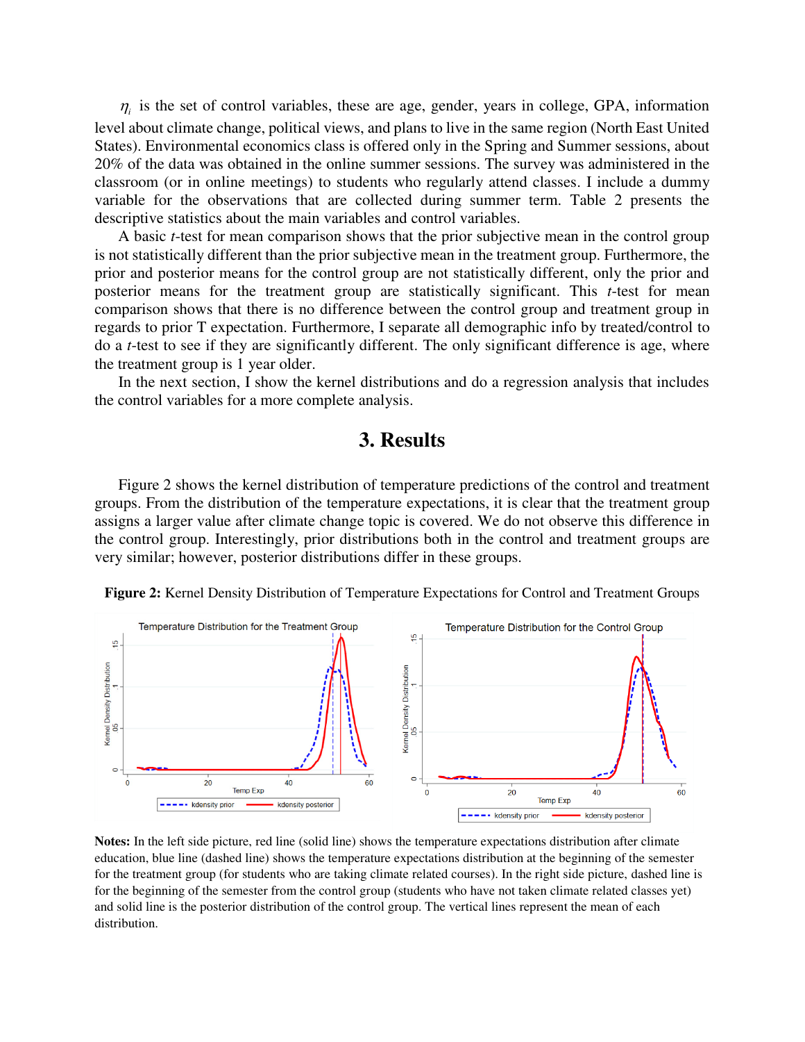$\eta_i$ is the set of control variables, these are age, gender, years in college, GPA, information level about climate change, political views, and plans to live in the same region (North East United States). Environmental economics class is offered only in the Spring and Summer sessions, about 20% of the data was obtained in the online summer sessions. The survey was administered in the classroom (or in online meetings) to students who regularly attend classes. I include a dummy variable for the observations that are collected during summer term. Table 2 presents the descriptive statistics about the main variables and control variables.

A basic *t*-test for mean comparison shows that the prior subjective mean in the control group is not statistically different than the prior subjective mean in the treatment group. Furthermore, the prior and posterior means for the control group are not statistically different, only the prior and posterior means for the treatment group are statistically significant. This *t*-test for mean comparison shows that there is no difference between the control group and treatment group in regards to prior T expectation. Furthermore, I separate all demographic info by treated/control to do a *t*-test to see if they are significantly different. The only significant difference is age, where the treatment group is 1 year older.

In the next section, I show the kernel distributions and do a regression analysis that includes the control variables for a more complete analysis.

# 3. Results

Figure 2 shows the kernel distribution of temperature predictions of the control and treatment groups. From the distribution of the temperature expectations, it is clear that the treatment group assigns a larger value after climate change topic is covered. We do not observe this difference in the control group. Interestingly, prior distributions both in the control and treatment groups are very similar; however, posterior distributions differ in these groups.

**Figure 2:** Kernel Density Distribution of Temperature Expectations for Control and Treatment Groups

**Notes:** In the left side picture, red line (solid line) shows the temperature expectations distribution after climate education, blue line (dashed line) shows the temperature expectations distribution at the beginning of the semester for the treatment group (for students who are taking climate related courses). In the right side picture, dashed line is for the beginning of the semester from the control group (students who have not taken climate related classes yet) and solid line is the posterior distribution of the control group. The vertical lines represent the mean of each distribution.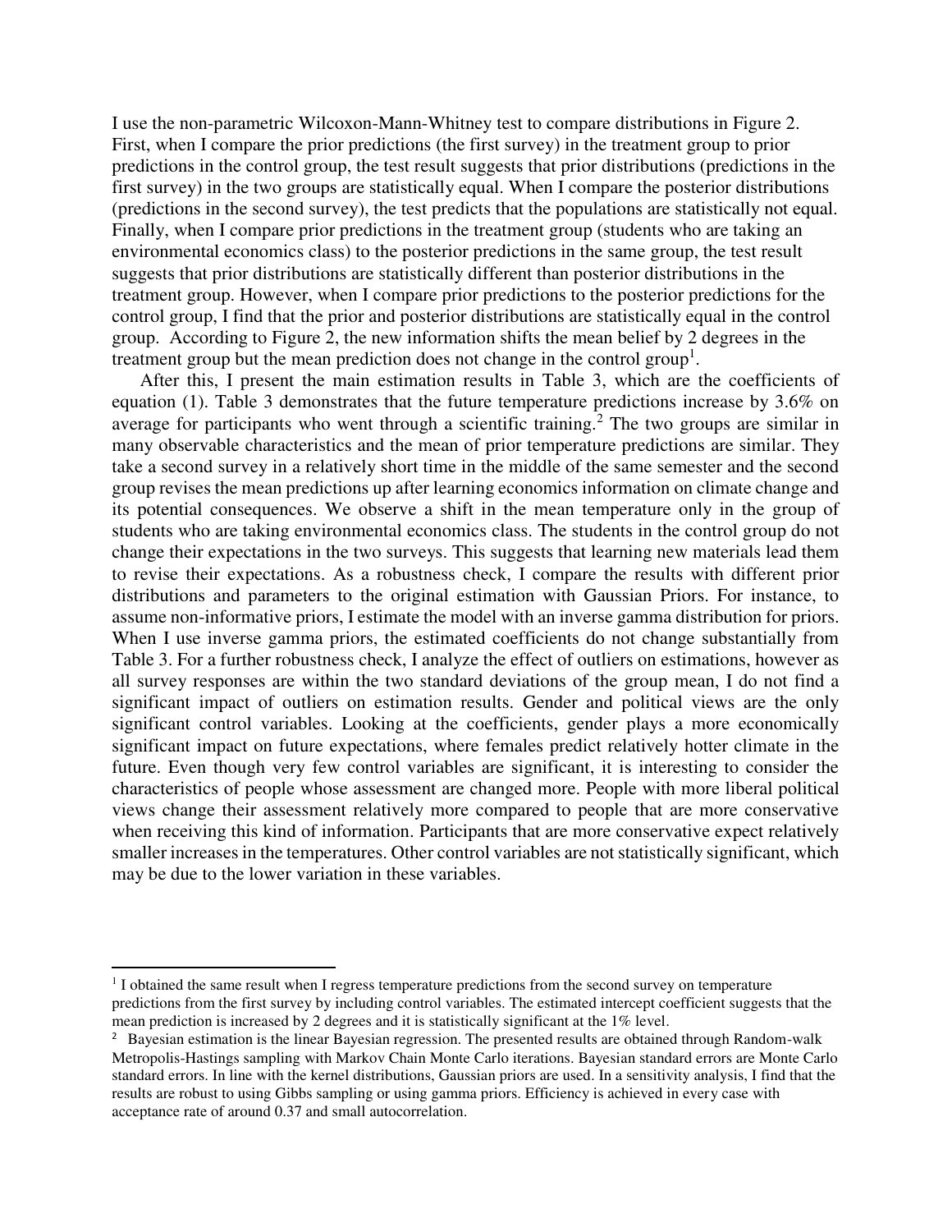I use the non-parametric Wilcoxon-Mann-Whitney test to compare distributions in Figure 2. First, when I compare the prior predictions (the first survey) in the treatment group to prior predictions in the control group, the test result suggests that prior distributions (predictions in the first survey) in the two groups are statistically equal. When I compare the posterior distributions (predictions in the second survey), the test predicts that the populations are statistically not equal. Finally, when I compare prior predictions in the treatment group (students who are taking an environmental economics class) to the posterior predictions in the same group, the test result suggests that prior distributions are statistically different than posterior distributions in the treatment group. However, when I compare prior predictions to the posterior predictions for the control group, I find that the prior and posterior distributions are statistically equal in the control group. According to Figure 2, the new information shifts the mean belief by 2 degrees in the treatment group but the mean prediction does not change in the control group[1].

After this, I present the main estimation results in Table 3, which are the coefficients of equation (1). Table 3 demonstrates that the future temperature predictions increase by 3.6% on average for participants who went through a scientific training.[2] The two groups are similar in many observable characteristics and the mean of prior temperature predictions are similar. They take a second survey in a relatively short time in the middle of the same semester and the second group revises the mean predictions up after learning economics information on climate change and its potential consequences. We observe a shift in the mean temperature only in the group of students who are taking environmental economics class. The students in the control group do not change their expectations in the two surveys. This suggests that learning new materials lead them to revise their expectations. As a robustness check, I compare the results with different prior distributions and parameters to the original estimation with Gaussian Priors. For instance, to assume non-informative priors, I estimate the model with an inverse gamma distribution for priors. When I use inverse gamma priors, the estimated coefficients do not change substantially from Table 3. For a further robustness check, I analyze the effect of outliers on estimations, however as all survey responses are within the two standard deviations of the group mean, I do not find a significant impact of outliers on estimation results. Gender and political views are the only significant control variables. Looking at the coefficients, gender plays a more economically significant impact on future expectations, where females predict relatively hotter climate in the future. Even though very few control variables are significant, it is interesting to consider the characteristics of people whose assessment are changed more. People with more liberal political views change their assessment relatively more compared to people that are more conservative when receiving this kind of information. Participants that are more conservative expect relatively smaller increases in the temperatures. Other control variables are not statistically significant, which may be due to the lower variation in these variables.

---

[1] I obtained the same result when I regress temperature predictions from the second survey on temperature predictions from the first survey by including control variables. The estimated intercept coefficient suggests that the mean prediction is increased by 2 degrees and it is statistically significant at the 1% level.

[2] Bayesian estimation is the linear Bayesian regression. The presented results are obtained through Random-walk Metropolis-Hastings sampling with Markov Chain Monte Carlo iterations. Bayesian standard errors are Monte Carlo standard errors. In line with the kernel distributions, Gaussian priors are used. In a sensitivity analysis, I find that the results are robust to using Gibbs sampling or using gamma priors. Efficiency is achieved in every case with acceptance rate of around 0.37 and small autocorrelation.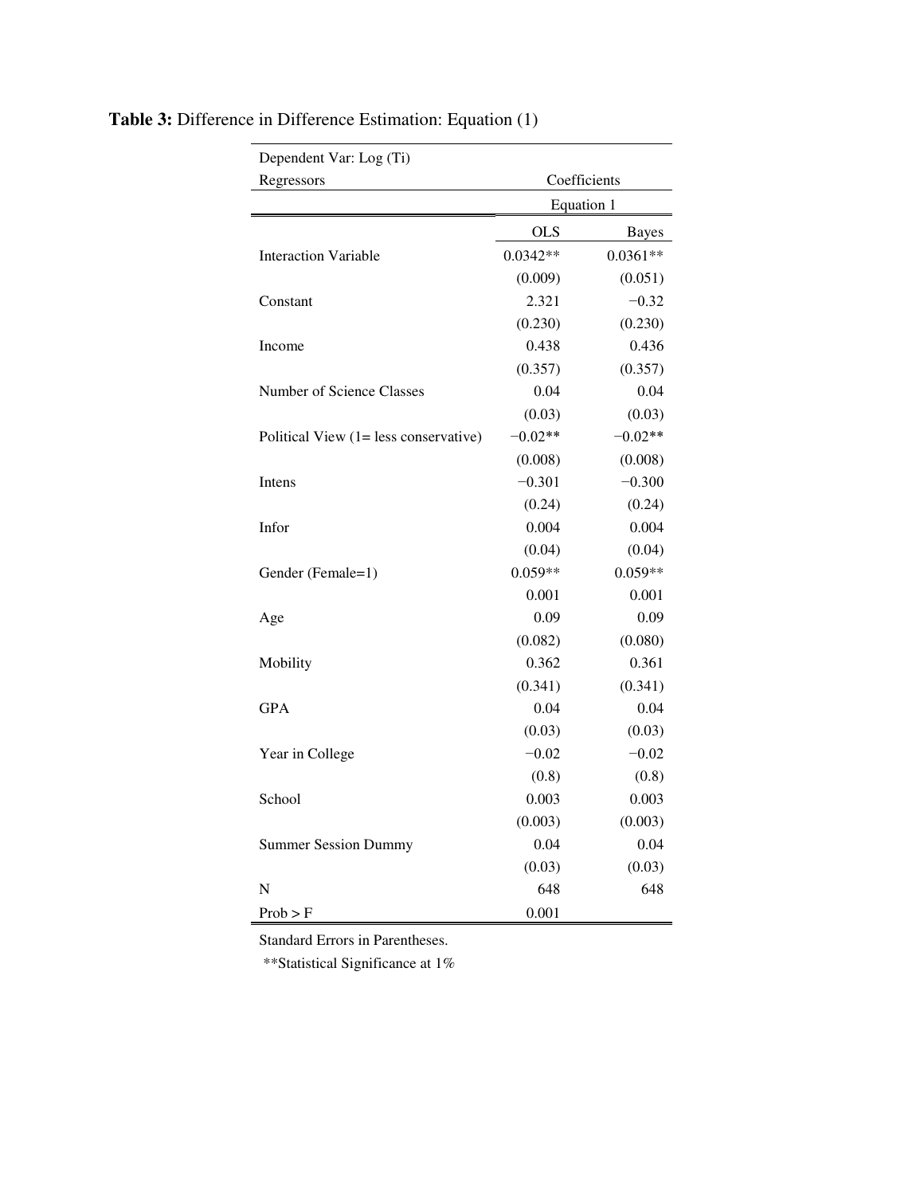**Table 3:** Difference in Difference Estimation: Equation (1)

| Dependent Var: Log (Ti) | | |
|---|---|---|
| Regressors | Coefficients | |
| | Equation 1 | |
| | OLS | Bayes |
| Interaction Variable | 0.0342** | 0.0361** |
| | (0.009) | (0.051) |
| Constant | 2.321 | −0.32 |
| | (0.230) | (0.230) |
| Income | 0.438 | 0.436 |
| | (0.357) | (0.357) |
| Number of Science Classes | 0.04 | 0.04 |
| | (0.03) | (0.03) |
| Political View (1= less conservative) | −0.02** | −0.02** |
| | (0.008) | (0.008) |
| Intens | −0.301 | −0.300 |
| | (0.24) | (0.24) |
| Infor | 0.004 | 0.004 |
| | (0.04) | (0.04) |
| Gender (Female=1) | 0.059** | 0.059** |
| | 0.001 | 0.001 |
| Age | 0.09 | 0.09 |
| | (0.082) | (0.080) |
| Mobility | 0.362 | 0.361 |
| | (0.341) | (0.341) |
| GPA | 0.04 | 0.04 |
| | (0.03) | (0.03) |
| Year in College | −0.02 | −0.02 |
| | (0.8) | (0.8) |
| School | 0.003 | 0.003 |
| | (0.003) | (0.003) |
| Summer Session Dummy | 0.04 | 0.04 |
| | (0.03) | (0.03) |
| N | 648 | 648 |
| Prob > F | 0.001 | |

Standard Errors in Parentheses.

**Statistical Significance at 1%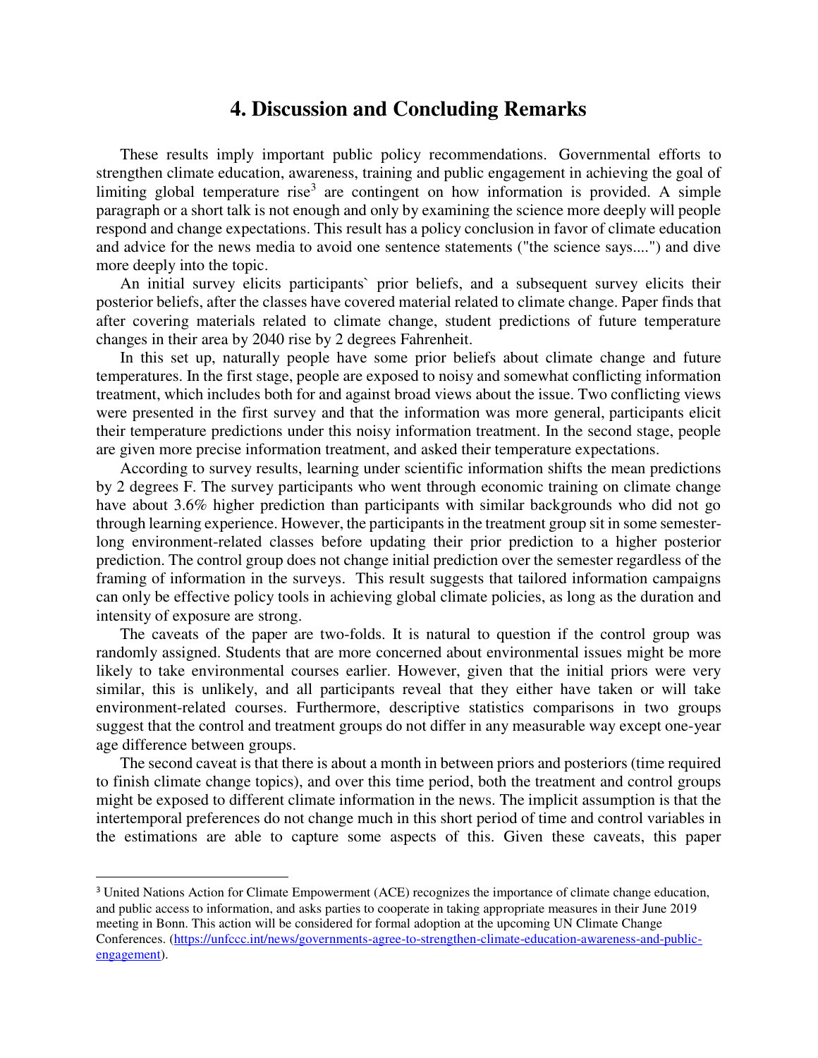## 4. Discussion and Concluding Remarks

These results imply important public policy recommendations. Governmental efforts to strengthen climate education, awareness, training and public engagement in achieving the goal of limiting global temperature rise[3] are contingent on how information is provided. A simple paragraph or a short talk is not enough and only by examining the science more deeply will people respond and change expectations. This result has a policy conclusion in favor of climate education and advice for the news media to avoid one sentence statements ("the science says....") and dive more deeply into the topic.

An initial survey elicits participants` prior beliefs, and a subsequent survey elicits their posterior beliefs, after the classes have covered material related to climate change. Paper finds that after covering materials related to climate change, student predictions of future temperature changes in their area by 2040 rise by 2 degrees Fahrenheit.

In this set up, naturally people have some prior beliefs about climate change and future temperatures. In the first stage, people are exposed to noisy and somewhat conflicting information treatment, which includes both for and against broad views about the issue. Two conflicting views were presented in the first survey and that the information was more general, participants elicit their temperature predictions under this noisy information treatment. In the second stage, people are given more precise information treatment, and asked their temperature expectations.

According to survey results, learning under scientific information shifts the mean predictions by 2 degrees F. The survey participants who went through economic training on climate change have about 3.6% higher prediction than participants with similar backgrounds who did not go through learning experience. However, the participants in the treatment group sit in some semester-long environment-related classes before updating their prior prediction to a higher posterior prediction. The control group does not change initial prediction over the semester regardless of the framing of information in the surveys. This result suggests that tailored information campaigns can only be effective policy tools in achieving global climate policies, as long as the duration and intensity of exposure are strong.

The caveats of the paper are two-folds. It is natural to question if the control group was randomly assigned. Students that are more concerned about environmental issues might be more likely to take environmental courses earlier. However, given that the initial priors were very similar, this is unlikely, and all participants reveal that they either have taken or will take environment-related courses. Furthermore, descriptive statistics comparisons in two groups suggest that the control and treatment groups do not differ in any measurable way except one-year age difference between groups.

The second caveat is that there is about a month in between priors and posteriors (time required to finish climate change topics), and over this time period, both the treatment and control groups might be exposed to different climate information in the news. The implicit assumption is that the intertemporal preferences do not change much in this short period of time and control variables in the estimations are able to capture some aspects of this. Given these caveats, this paper

---

[3] United Nations Action for Climate Empowerment (ACE) recognizes the importance of climate change education, and public access to information, and asks parties to cooperate in taking appropriate measures in their June 2019 meeting in Bonn. This action will be considered for formal adoption at the upcoming UN Climate Change Conferences. (https://unfccc.int/news/governments-agree-to-strengthen-climate-education-awareness-and-public-engagement).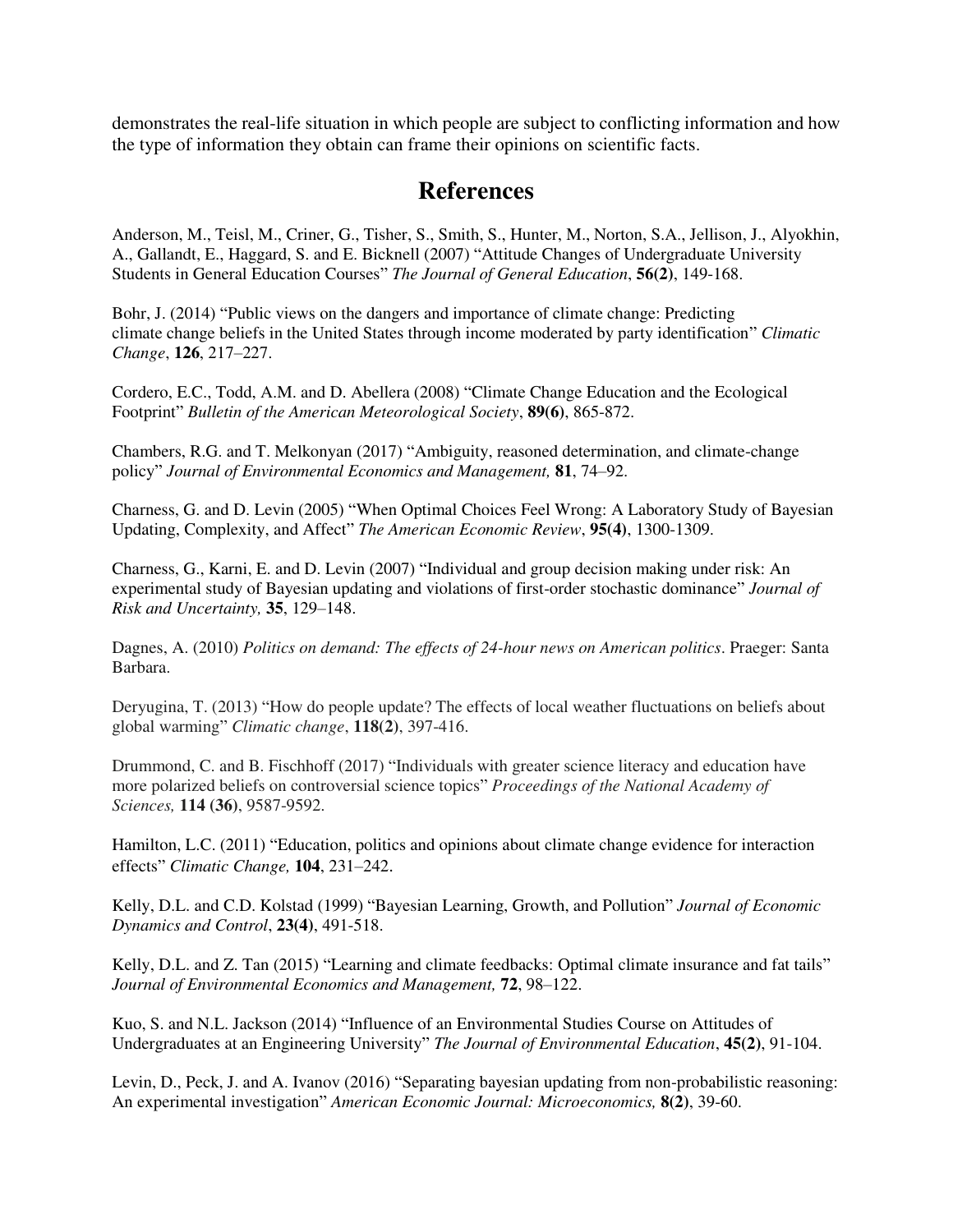demonstrates the real-life situation in which people are subject to conflicting information and how the type of information they obtain can frame their opinions on scientific facts.

## References

Anderson, M., Teisl, M., Criner, G., Tisher, S., Smith, S., Hunter, M., Norton, S.A., Jellison, J., Alyokhin, A., Gallandt, E., Haggard, S. and E. Bicknell (2007) "Attitude Changes of Undergraduate University Students in General Education Courses" *The Journal of General Education*, **56(2)**, 149-168.

Bohr, J. (2014) "Public views on the dangers and importance of climate change: Predicting climate change beliefs in the United States through income moderated by party identification" *Climatic Change*, **126**, 217–227.

Cordero, E.C., Todd, A.M. and D. Abellera (2008) "Climate Change Education and the Ecological Footprint" *Bulletin of the American Meteorological Society*, **89(6)**, 865-872.

Chambers, R.G. and T. Melkonyan (2017) "Ambiguity, reasoned determination, and climate-change policy" *Journal of Environmental Economics and Management,* **81**, 74–92.

Charness, G. and D. Levin (2005) "When Optimal Choices Feel Wrong: A Laboratory Study of Bayesian Updating, Complexity, and Affect" *The American Economic Review*, **95(4)**, 1300-1309.

Charness, G., Karni, E. and D. Levin (2007) "Individual and group decision making under risk: An experimental study of Bayesian updating and violations of first-order stochastic dominance" *Journal of Risk and Uncertainty,* **35**, 129–148.

Dagnes, A. (2010) *Politics on demand: The effects of 24-hour news on American politics*. Praeger: Santa Barbara.

Deryugina, T. (2013) "How do people update? The effects of local weather fluctuations on beliefs about global warming" *Climatic change*, **118(2)**, 397-416.

Drummond, C. and B. Fischhoff (2017) "Individuals with greater science literacy and education have more polarized beliefs on controversial science topics" *Proceedings of the National Academy of Sciences,* **114 (36)**, 9587-9592.

Hamilton, L.C. (2011) "Education, politics and opinions about climate change evidence for interaction effects" *Climatic Change,* **104**, 231–242.

Kelly, D.L. and C.D. Kolstad (1999) "Bayesian Learning, Growth, and Pollution" *Journal of Economic Dynamics and Control*, **23(4)**, 491-518.

Kelly, D.L. and Z. Tan (2015) "Learning and climate feedbacks: Optimal climate insurance and fat tails" *Journal of Environmental Economics and Management,* **72**, 98–122.

Kuo, S. and N.L. Jackson (2014) "Influence of an Environmental Studies Course on Attitudes of Undergraduates at an Engineering University" *The Journal of Environmental Education*, **45(2)**, 91-104.

Levin, D., Peck, J. and A. Ivanov (2016) "Separating bayesian updating from non-probabilistic reasoning: An experimental investigation" *American Economic Journal: Microeconomics,* **8(2)**, 39-60.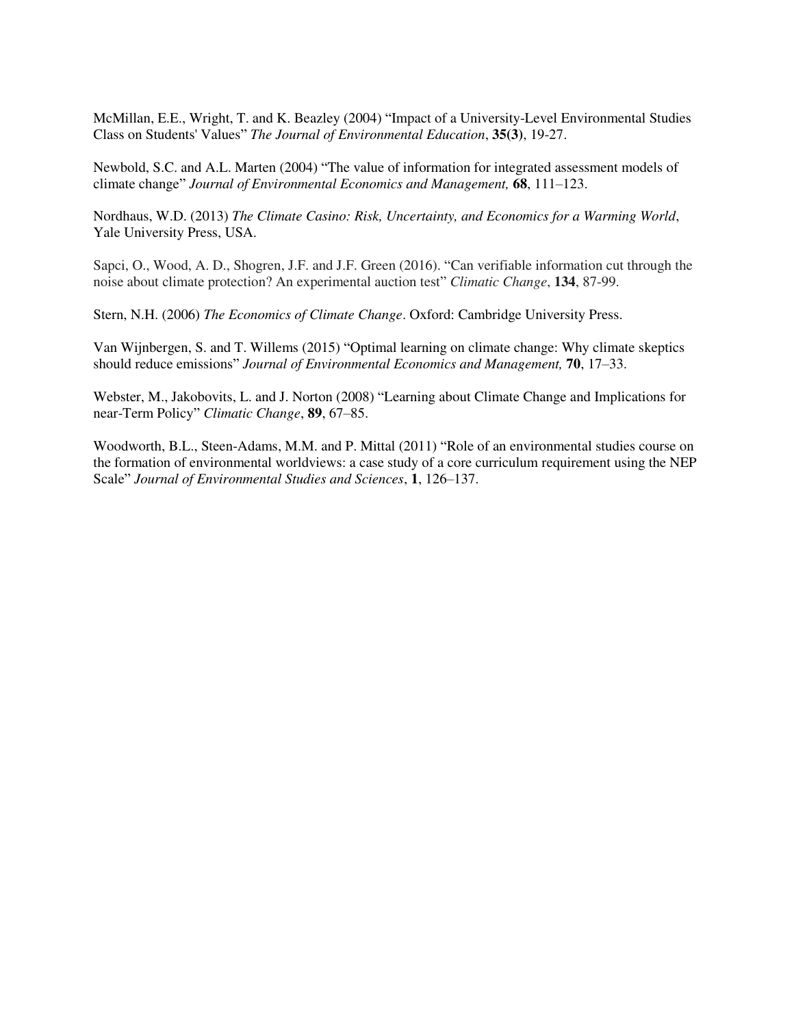McMillan, E.E., Wright, T. and K. Beazley (2004) "Impact of a University-Level Environmental Studies Class on Students' Values" *The Journal of Environmental Education*, **35(3)**, 19-27.

Newbold, S.C. and A.L. Marten (2004) "The value of information for integrated assessment models of climate change" *Journal of Environmental Economics and Management,* **68**, 111–123.

Nordhaus, W.D. (2013) *The Climate Casino: Risk, Uncertainty, and Economics for a Warming World*, Yale University Press, USA.

Sapci, O., Wood, A. D., Shogren, J.F. and J.F. Green (2016). "Can verifiable information cut through the noise about climate protection? An experimental auction test" *Climatic Change*, **134**, 87-99.

Stern, N.H. (2006) *The Economics of Climate Change*. Oxford: Cambridge University Press.

Van Wijnbergen, S. and T. Willems (2015) "Optimal learning on climate change: Why climate skeptics should reduce emissions" *Journal of Environmental Economics and Management,* **70**, 17–33.

Webster, M., Jakobovits, L. and J. Norton (2008) "Learning about Climate Change and Implications for near-Term Policy" *Climatic Change*, **89**, 67–85.

Woodworth, B.L., Steen-Adams, M.M. and P. Mittal (2011) "Role of an environmental studies course on the formation of environmental worldviews: a case study of a core curriculum requirement using the NEP Scale" *Journal of Environmental Studies and Sciences*, **1**, 126–137.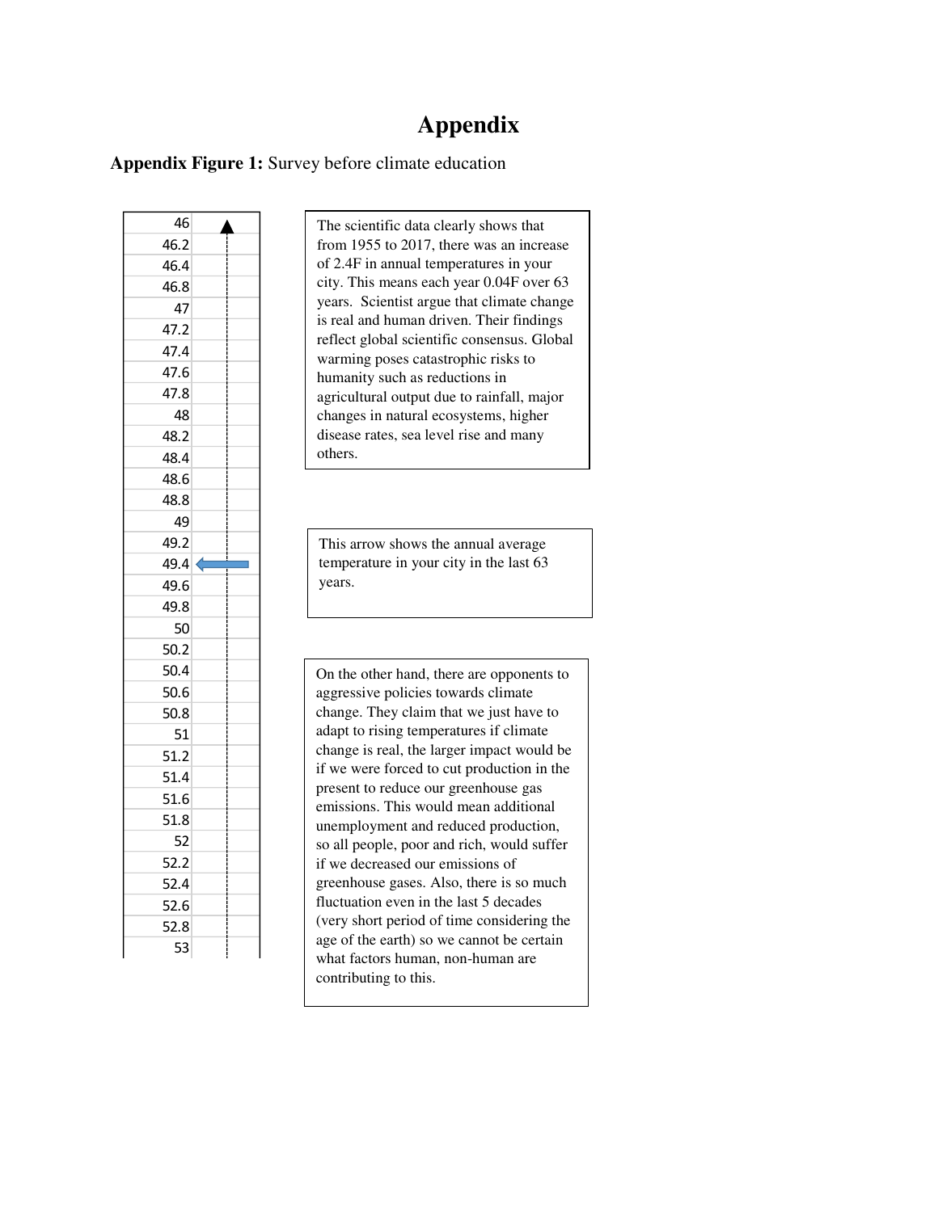# Appendix

**Appendix Figure 1:** Survey before climate education

| |
|---|
| 46 |
| 46.2 |
| 46.4 |
| 46.8 |
| 47 |
| 47.2 |
| 47.4 |
| 47.6 |
| 47.8 |
| 48 |
| 48.2 |
| 48.4 |
| 48.6 |
| 48.8 |
| 49 |
| 49.2 |
| 49.4 ← |
| 49.6 |
| 49.8 |
| 50 |
| 50.2 |
| 50.4 |
| 50.6 |
| 50.8 |
| 51 |
| 51.2 |
| 51.4 |
| 51.6 |
| 51.8 |
| 52 |
| 52.2 |
| 52.4 |
| 52.6 |
| 52.8 |
| 53 |

The scientific data clearly shows that from 1955 to 2017, there was an increase of 2.4F in annual temperatures in your city. This means each year 0.04F over 63 years. Scientist argue that climate change is real and human driven. Their findings reflect global scientific consensus. Global warming poses catastrophic risks to humanity such as reductions in agricultural output due to rainfall, major changes in natural ecosystems, higher disease rates, sea level rise and many others.

This arrow shows the annual average temperature in your city in the last 63 years.

On the other hand, there are opponents to aggressive policies towards climate change. They claim that we just have to adapt to rising temperatures if climate change is real, the larger impact would be if we were forced to cut production in the present to reduce our greenhouse gas emissions. This would mean additional unemployment and reduced production, so all people, poor and rich, would suffer if we decreased our emissions of greenhouse gases. Also, there is so much fluctuation even in the last 5 decades (very short period of time considering the age of the earth) so we cannot be certain what factors human, non-human are contributing to this.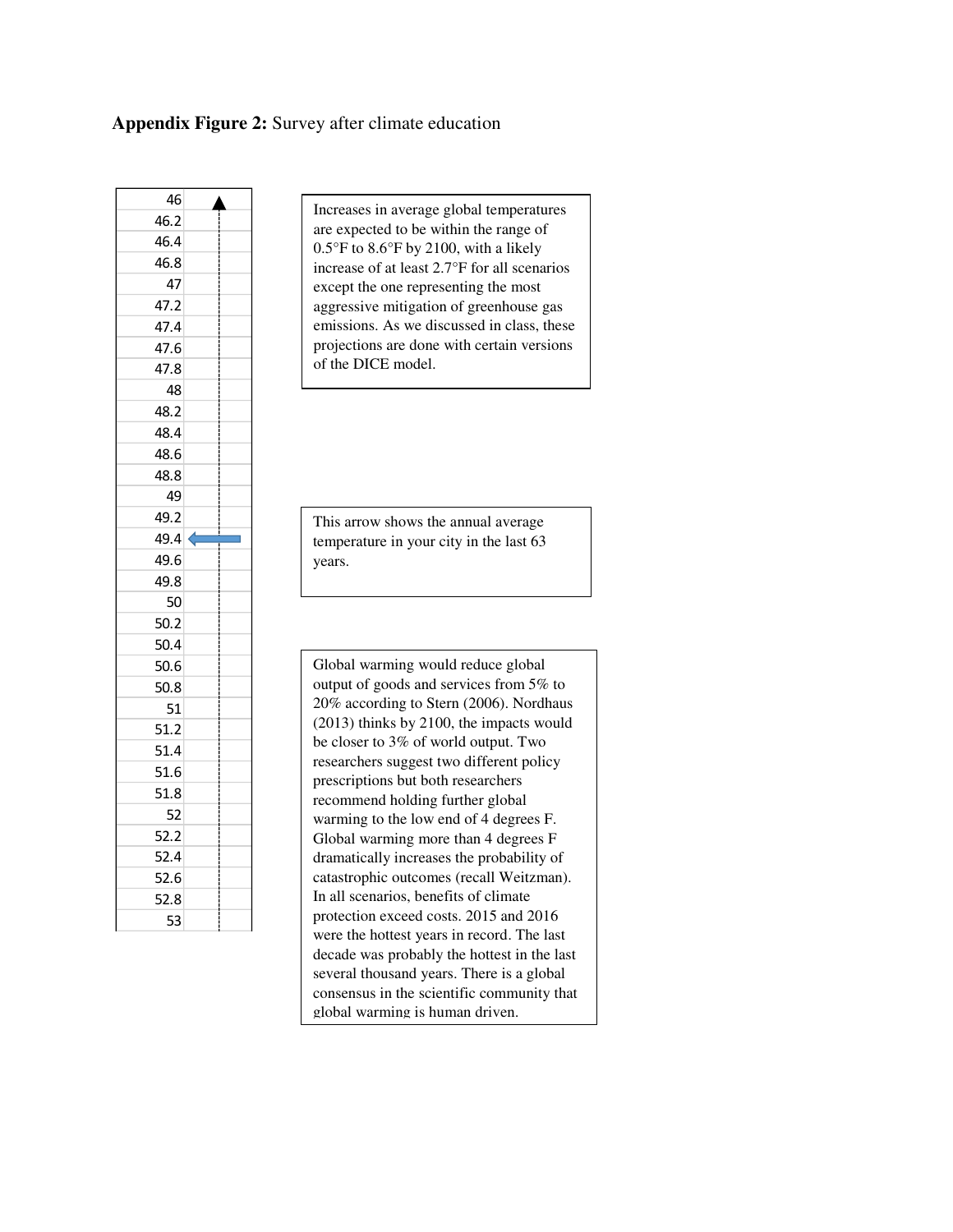**Appendix Figure 2:** Survey after climate education

46
46.2
46.4
46.8
47
47.2
47.4
47.6
47.8
48
48.2
48.4
48.6
48.8
49
49.2
49.4
49.6
49.8
50
50.2
50.4
50.6
50.8
51
51.2
51.4
51.6
51.8
52
52.2
52.4
52.6
52.8
53

Increases in average global temperatures are expected to be within the range of 0.5°F to 8.6°F by 2100, with a likely increase of at least 2.7°F for all scenarios except the one representing the most aggressive mitigation of greenhouse gas emissions. As we discussed in class, these projections are done with certain versions of the DICE model.

This arrow shows the annual average temperature in your city in the last 63 years.

Global warming would reduce global output of goods and services from 5% to 20% according to Stern (2006). Nordhaus (2013) thinks by 2100, the impacts would be closer to 3% of world output. Two researchers suggest two different policy prescriptions but both researchers recommend holding further global warming to the low end of 4 degrees F. Global warming more than 4 degrees F dramatically increases the probability of catastrophic outcomes (recall Weitzman). In all scenarios, benefits of climate protection exceed costs. 2015 and 2016 were the hottest years in record. The last decade was probably the hottest in the last several thousand years. There is a global consensus in the scientific community that global warming is human driven.